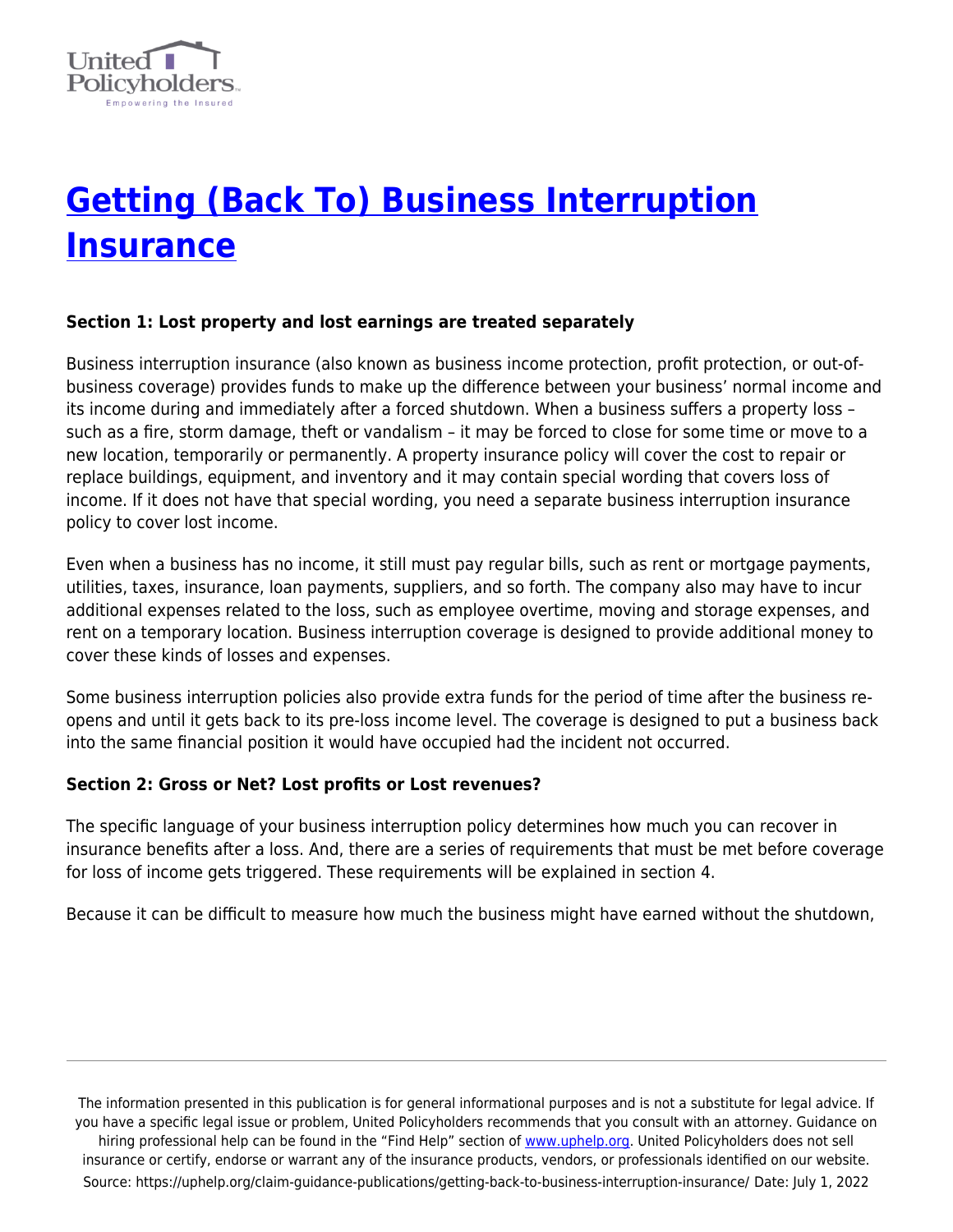# Getting (Back To) Business Interruption Insurance

**Section 1: Lost property and lost earnings are treated separately**

Business interruption insurance (also known as business income protection, profit protection, or out-of-business coverage) provides funds to make up the difference between your business' normal income and its income during and immediately after a forced shutdown. When a business suffers a property loss – such as a fire, storm damage, theft or vandalism – it may be forced to close for some time or move to a new location, temporarily or permanently. A property insurance policy will cover the cost to repair or replace buildings, equipment, and inventory and it may contain special wording that covers loss of income. If it does not have that special wording, you need a separate business interruption insurance policy to cover lost income.

Even when a business has no income, it still must pay regular bills, such as rent or mortgage payments, utilities, taxes, insurance, loan payments, suppliers, and so forth. The company also may have to incur additional expenses related to the loss, such as employee overtime, moving and storage expenses, and rent on a temporary location. Business interruption coverage is designed to provide additional money to cover these kinds of losses and expenses.

Some business interruption policies also provide extra funds for the period of time after the business re-opens and until it gets back to its pre-loss income level. The coverage is designed to put a business back into the same financial position it would have occupied had the incident not occurred.

**Section 2: Gross or Net? Lost profits or Lost revenues?**

The specific language of your business interruption policy determines how much you can recover in insurance benefits after a loss. And, there are a series of requirements that must be met before coverage for loss of income gets triggered. These requirements will be explained in section 4.

Because it can be difficult to measure how much the business might have earned without the shutdown,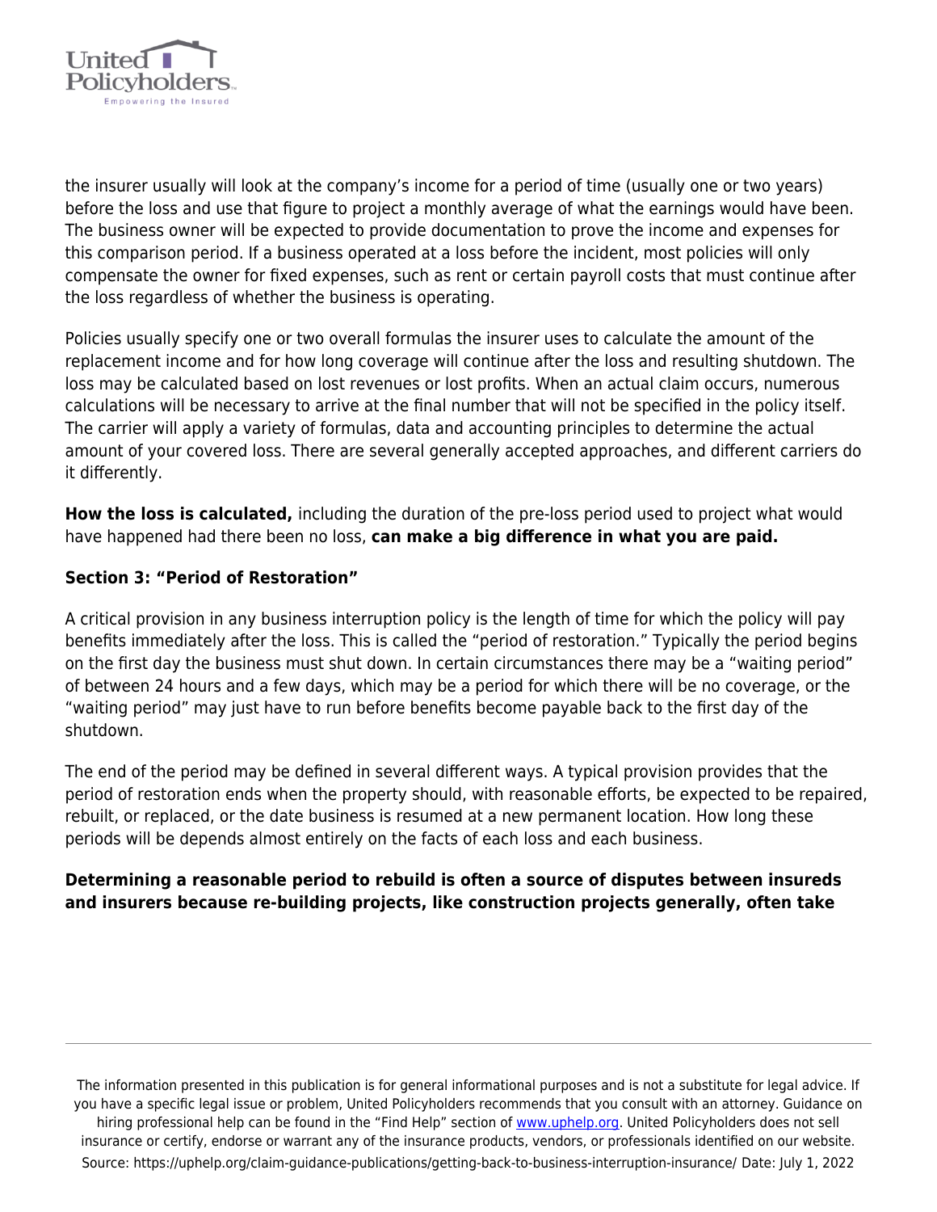the insurer usually will look at the company's income for a period of time (usually one or two years) before the loss and use that figure to project a monthly average of what the earnings would have been. The business owner will be expected to provide documentation to prove the income and expenses for this comparison period. If a business operated at a loss before the incident, most policies will only compensate the owner for fixed expenses, such as rent or certain payroll costs that must continue after the loss regardless of whether the business is operating.

Policies usually specify one or two overall formulas the insurer uses to calculate the amount of the replacement income and for how long coverage will continue after the loss and resulting shutdown. The loss may be calculated based on lost revenues or lost profits. When an actual claim occurs, numerous calculations will be necessary to arrive at the final number that will not be specified in the policy itself. The carrier will apply a variety of formulas, data and accounting principles to determine the actual amount of your covered loss. There are several generally accepted approaches, and different carriers do it differently.

**How the loss is calculated,** including the duration of the pre-loss period used to project what would have happened had there been no loss, **can make a big difference in what you are paid.**

### Section 3: "Period of Restoration"

A critical provision in any business interruption policy is the length of time for which the policy will pay benefits immediately after the loss. This is called the "period of restoration." Typically the period begins on the first day the business must shut down. In certain circumstances there may be a "waiting period" of between 24 hours and a few days, which may be a period for which there will be no coverage, or the "waiting period" may just have to run before benefits become payable back to the first day of the shutdown.

The end of the period may be defined in several different ways. A typical provision provides that the period of restoration ends when the property should, with reasonable efforts, be expected to be repaired, rebuilt, or replaced, or the date business is resumed at a new permanent location. How long these periods will be depends almost entirely on the facts of each loss and each business.

**Determining a reasonable period to rebuild is often a source of disputes between insureds and insurers because re-building projects, like construction projects generally, often take**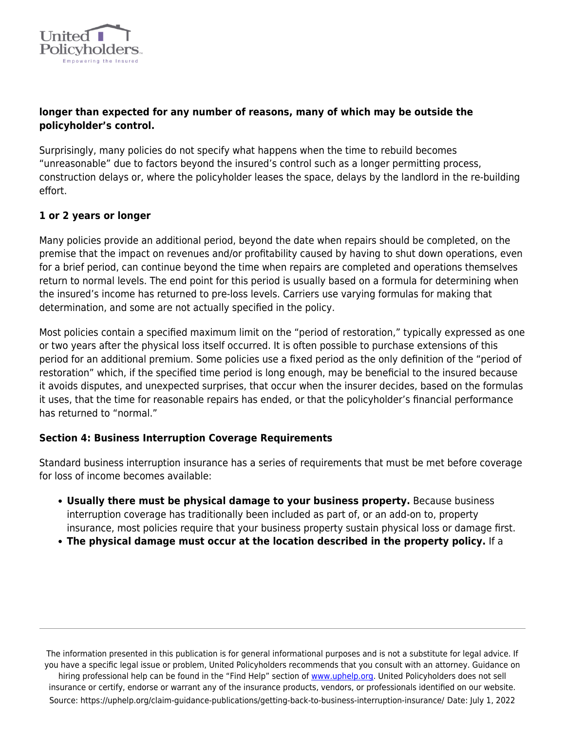**longer than expected for any number of reasons, many of which may be outside the policyholder's control.**

Surprisingly, many policies do not specify what happens when the time to rebuild becomes "unreasonable" due to factors beyond the insured's control such as a longer permitting process, construction delays or, where the policyholder leases the space, delays by the landlord in the re-building effort.

**1 or 2 years or longer**

Many policies provide an additional period, beyond the date when repairs should be completed, on the premise that the impact on revenues and/or profitability caused by having to shut down operations, even for a brief period, can continue beyond the time when repairs are completed and operations themselves return to normal levels. The end point for this period is usually based on a formula for determining when the insured's income has returned to pre-loss levels. Carriers use varying formulas for making that determination, and some are not actually specified in the policy.

Most policies contain a specified maximum limit on the "period of restoration," typically expressed as one or two years after the physical loss itself occurred. It is often possible to purchase extensions of this period for an additional premium. Some policies use a fixed period as the only definition of the "period of restoration" which, if the specified time period is long enough, may be beneficial to the insured because it avoids disputes, and unexpected surprises, that occur when the insurer decides, based on the formulas it uses, that the time for reasonable repairs has ended, or that the policyholder's financial performance has returned to "normal."

### Section 4: Business Interruption Coverage Requirements

Standard business interruption insurance has a series of requirements that must be met before coverage for loss of income becomes available:

- **Usually there must be physical damage to your business property.** Because business interruption coverage has traditionally been included as part of, or an add-on to, property insurance, most policies require that your business property sustain physical loss or damage first.
- **The physical damage must occur at the location described in the property policy.** If a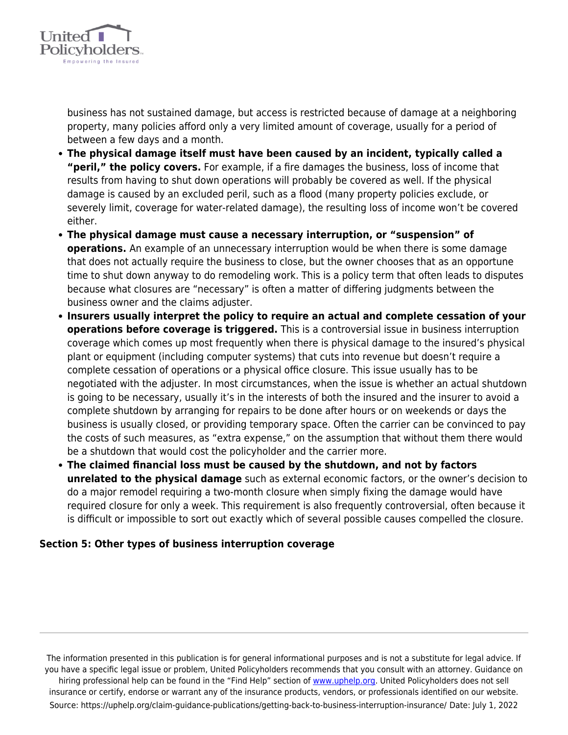business has not sustained damage, but access is restricted because of damage at a neighboring property, many policies afford only a very limited amount of coverage, usually for a period of between a few days and a month.

- **The physical damage itself must have been caused by an incident, typically called a "peril," the policy covers.** For example, if a fire damages the business, loss of income that results from having to shut down operations will probably be covered as well. If the physical damage is caused by an excluded peril, such as a flood (many property policies exclude, or severely limit, coverage for water-related damage), the resulting loss of income won't be covered either.
- **The physical damage must cause a necessary interruption, or "suspension" of operations.** An example of an unnecessary interruption would be when there is some damage that does not actually require the business to close, but the owner chooses that as an opportune time to shut down anyway to do remodeling work. This is a policy term that often leads to disputes because what closures are "necessary" is often a matter of differing judgments between the business owner and the claims adjuster.
- **Insurers usually interpret the policy to require an actual and complete cessation of your operations before coverage is triggered.** This is a controversial issue in business interruption coverage which comes up most frequently when there is physical damage to the insured's physical plant or equipment (including computer systems) that cuts into revenue but doesn't require a complete cessation of operations or a physical office closure. This issue usually has to be negotiated with the adjuster. In most circumstances, when the issue is whether an actual shutdown is going to be necessary, usually it's in the interests of both the insured and the insurer to avoid a complete shutdown by arranging for repairs to be done after hours or on weekends or days the business is usually closed, or providing temporary space. Often the carrier can be convinced to pay the costs of such measures, as "extra expense," on the assumption that without them there would be a shutdown that would cost the policyholder and the carrier more.
- **The claimed financial loss must be caused by the shutdown, and not by factors unrelated to the physical damage** such as external economic factors, or the owner's decision to do a major remodel requiring a two-month closure when simply fixing the damage would have required closure for only a week. This requirement is also frequently controversial, often because it is difficult or impossible to sort out exactly which of several possible causes compelled the closure.

### Section 5: Other types of business interruption coverage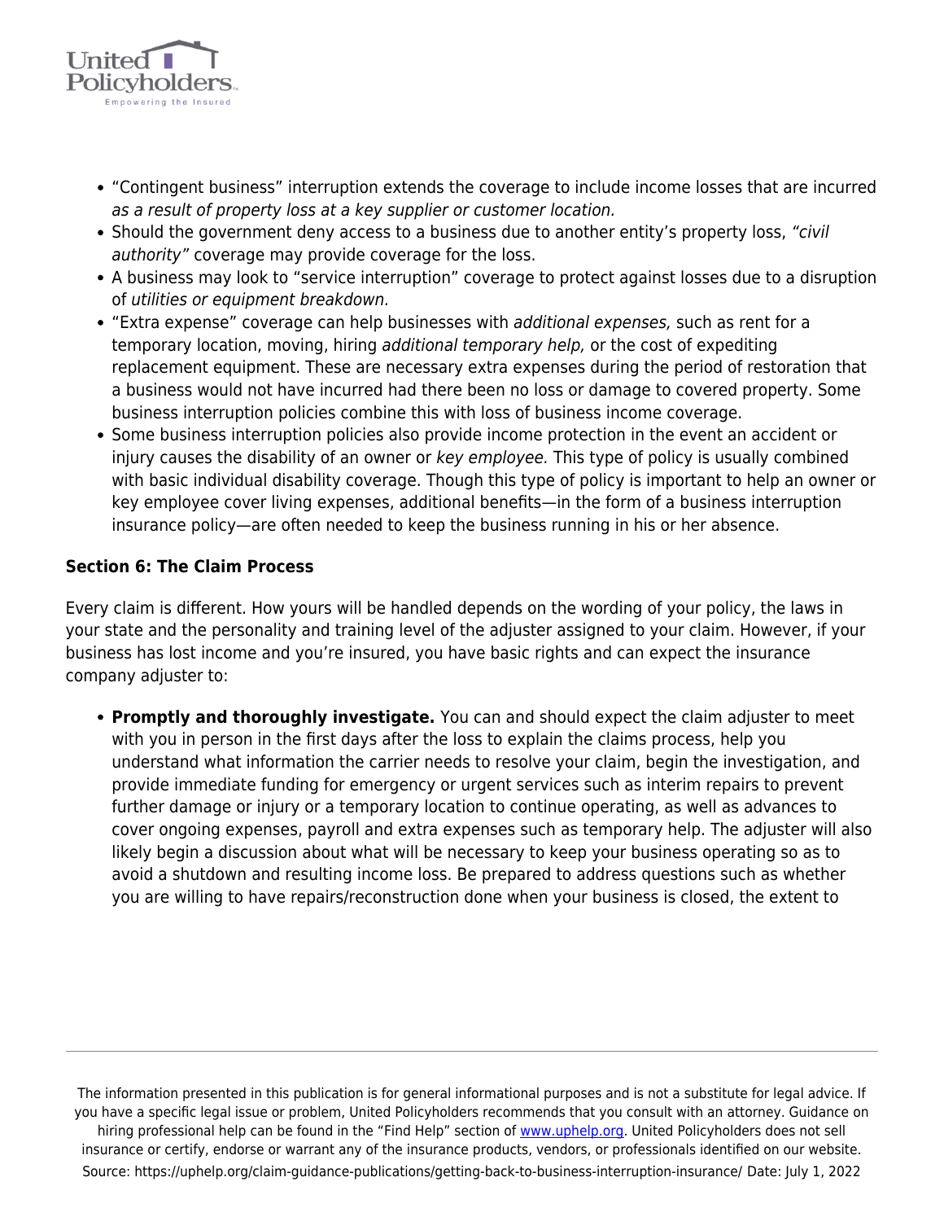- "Contingent business" interruption extends the coverage to include income losses that are incurred *as a result of property loss at a key supplier or customer location.*
- Should the government deny access to a business due to another entity's property loss, *"civil authority"* coverage may provide coverage for the loss.
- A business may look to "service interruption" coverage to protect against losses due to a disruption of *utilities or equipment breakdown.*
- "Extra expense" coverage can help businesses with *additional expenses,* such as rent for a temporary location, moving, hiring *additional temporary help,* or the cost of expediting replacement equipment. These are necessary extra expenses during the period of restoration that a business would not have incurred had there been no loss or damage to covered property. Some business interruption policies combine this with loss of business income coverage.
- Some business interruption policies also provide income protection in the event an accident or injury causes the disability of an owner or *key employee.* This type of policy is usually combined with basic individual disability coverage. Though this type of policy is important to help an owner or key employee cover living expenses, additional benefits—in the form of a business interruption insurance policy—are often needed to keep the business running in his or her absence.

**Section 6: The Claim Process**

Every claim is different. How yours will be handled depends on the wording of your policy, the laws in your state and the personality and training level of the adjuster assigned to your claim. However, if your business has lost income and you're insured, you have basic rights and can expect the insurance company adjuster to:

- **Promptly and thoroughly investigate.** You can and should expect the claim adjuster to meet with you in person in the first days after the loss to explain the claims process, help you understand what information the carrier needs to resolve your claim, begin the investigation, and provide immediate funding for emergency or urgent services such as interim repairs to prevent further damage or injury or a temporary location to continue operating, as well as advances to cover ongoing expenses, payroll and extra expenses such as temporary help. The adjuster will also likely begin a discussion about what will be necessary to keep your business operating so as to avoid a shutdown and resulting income loss. Be prepared to address questions such as whether you are willing to have repairs/reconstruction done when your business is closed, the extent to

The information presented in this publication is for general informational purposes and is not a substitute for legal advice. If you have a specific legal issue or problem, United Policyholders recommends that you consult with an attorney. Guidance on hiring professional help can be found in the "Find Help" section of www.uphelp.org. United Policyholders does not sell insurance or certify, endorse or warrant any of the insurance products, vendors, or professionals identified on our website. Source: https://uphelp.org/claim-guidance-publications/getting-back-to-business-interruption-insurance/ Date: July 1, 2022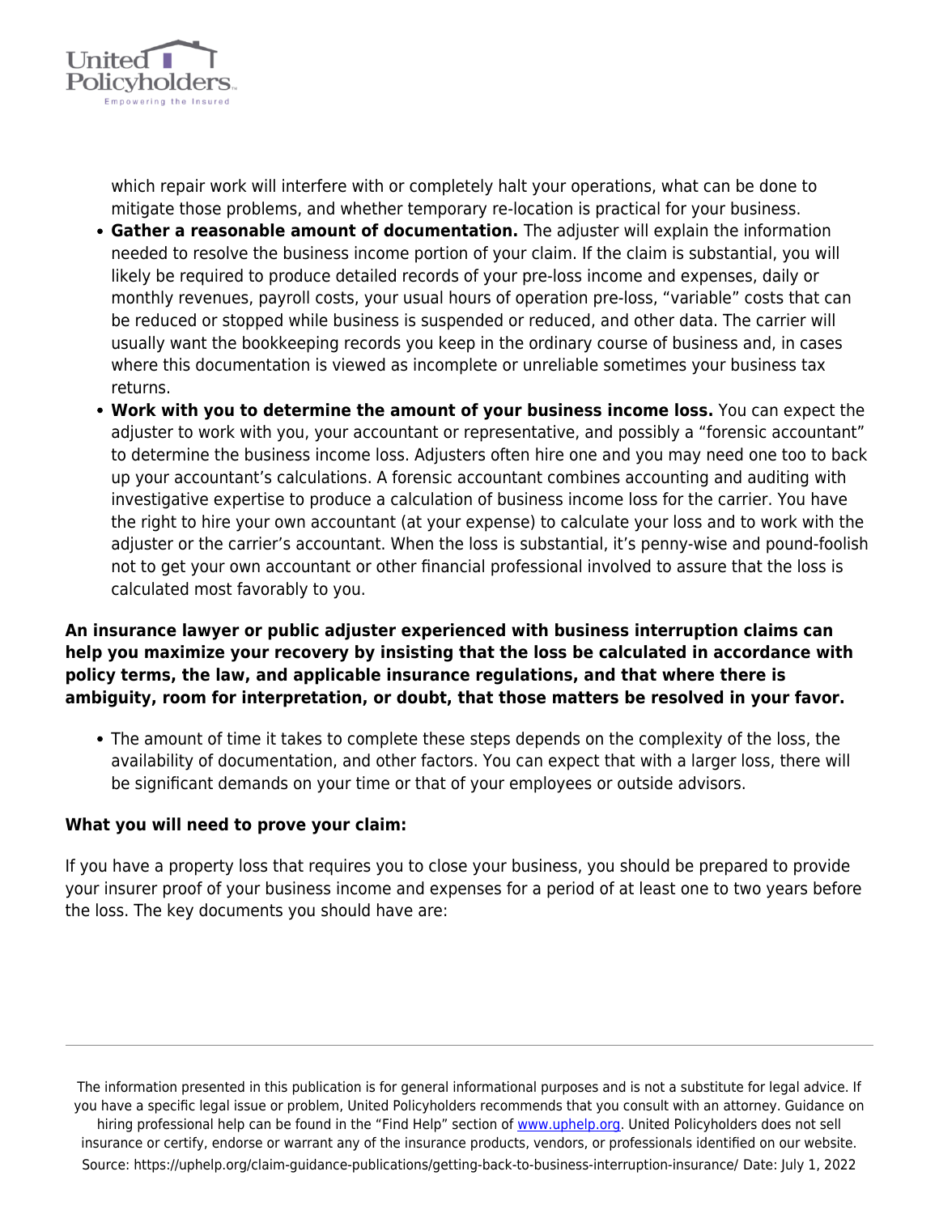which repair work will interfere with or completely halt your operations, what can be done to mitigate those problems, and whether temporary re-location is practical for your business.

- **Gather a reasonable amount of documentation.** The adjuster will explain the information needed to resolve the business income portion of your claim. If the claim is substantial, you will likely be required to produce detailed records of your pre-loss income and expenses, daily or monthly revenues, payroll costs, your usual hours of operation pre-loss, "variable" costs that can be reduced or stopped while business is suspended or reduced, and other data. The carrier will usually want the bookkeeping records you keep in the ordinary course of business and, in cases where this documentation is viewed as incomplete or unreliable sometimes your business tax returns.
- **Work with you to determine the amount of your business income loss.** You can expect the adjuster to work with you, your accountant or representative, and possibly a "forensic accountant" to determine the business income loss. Adjusters often hire one and you may need one too to back up your accountant's calculations. A forensic accountant combines accounting and auditing with investigative expertise to produce a calculation of business income loss for the carrier. You have the right to hire your own accountant (at your expense) to calculate your loss and to work with the adjuster or the carrier's accountant. When the loss is substantial, it's penny-wise and pound-foolish not to get your own accountant or other financial professional involved to assure that the loss is calculated most favorably to you.

**An insurance lawyer or public adjuster experienced with business interruption claims can help you maximize your recovery by insisting that the loss be calculated in accordance with policy terms, the law, and applicable insurance regulations, and that where there is ambiguity, room for interpretation, or doubt, that those matters be resolved in your favor.**

- The amount of time it takes to complete these steps depends on the complexity of the loss, the availability of documentation, and other factors. You can expect that with a larger loss, there will be significant demands on your time or that of your employees or outside advisors.

**What you will need to prove your claim:**

If you have a property loss that requires you to close your business, you should be prepared to provide your insurer proof of your business income and expenses for a period of at least one to two years before the loss. The key documents you should have are: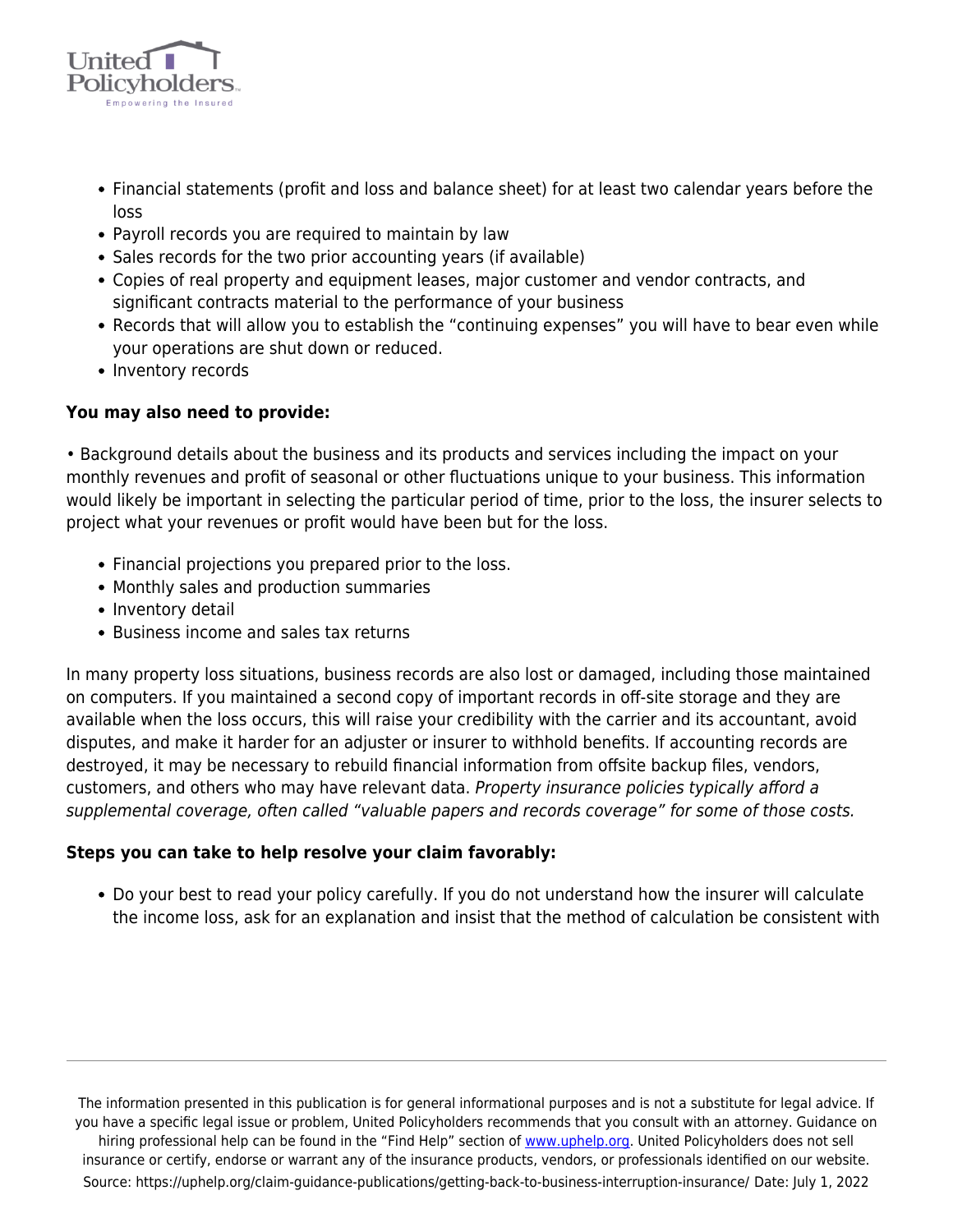- Financial statements (profit and loss and balance sheet) for at least two calendar years before the loss
- Payroll records you are required to maintain by law
- Sales records for the two prior accounting years (if available)
- Copies of real property and equipment leases, major customer and vendor contracts, and significant contracts material to the performance of your business
- Records that will allow you to establish the "continuing expenses" you will have to bear even while your operations are shut down or reduced.
- Inventory records

**You may also need to provide:**

• Background details about the business and its products and services including the impact on your monthly revenues and profit of seasonal or other fluctuations unique to your business. This information would likely be important in selecting the particular period of time, prior to the loss, the insurer selects to project what your revenues or profit would have been but for the loss.

- Financial projections you prepared prior to the loss.
- Monthly sales and production summaries
- Inventory detail
- Business income and sales tax returns

In many property loss situations, business records are also lost or damaged, including those maintained on computers. If you maintained a second copy of important records in off-site storage and they are available when the loss occurs, this will raise your credibility with the carrier and its accountant, avoid disputes, and make it harder for an adjuster or insurer to withhold benefits. If accounting records are destroyed, it may be necessary to rebuild financial information from offsite backup files, vendors, customers, and others who may have relevant data. *Property insurance policies typically afford a supplemental coverage, often called "valuable papers and records coverage" for some of those costs.*

**Steps you can take to help resolve your claim favorably:**

- Do your best to read your policy carefully. If you do not understand how the insurer will calculate the income loss, ask for an explanation and insist that the method of calculation be consistent with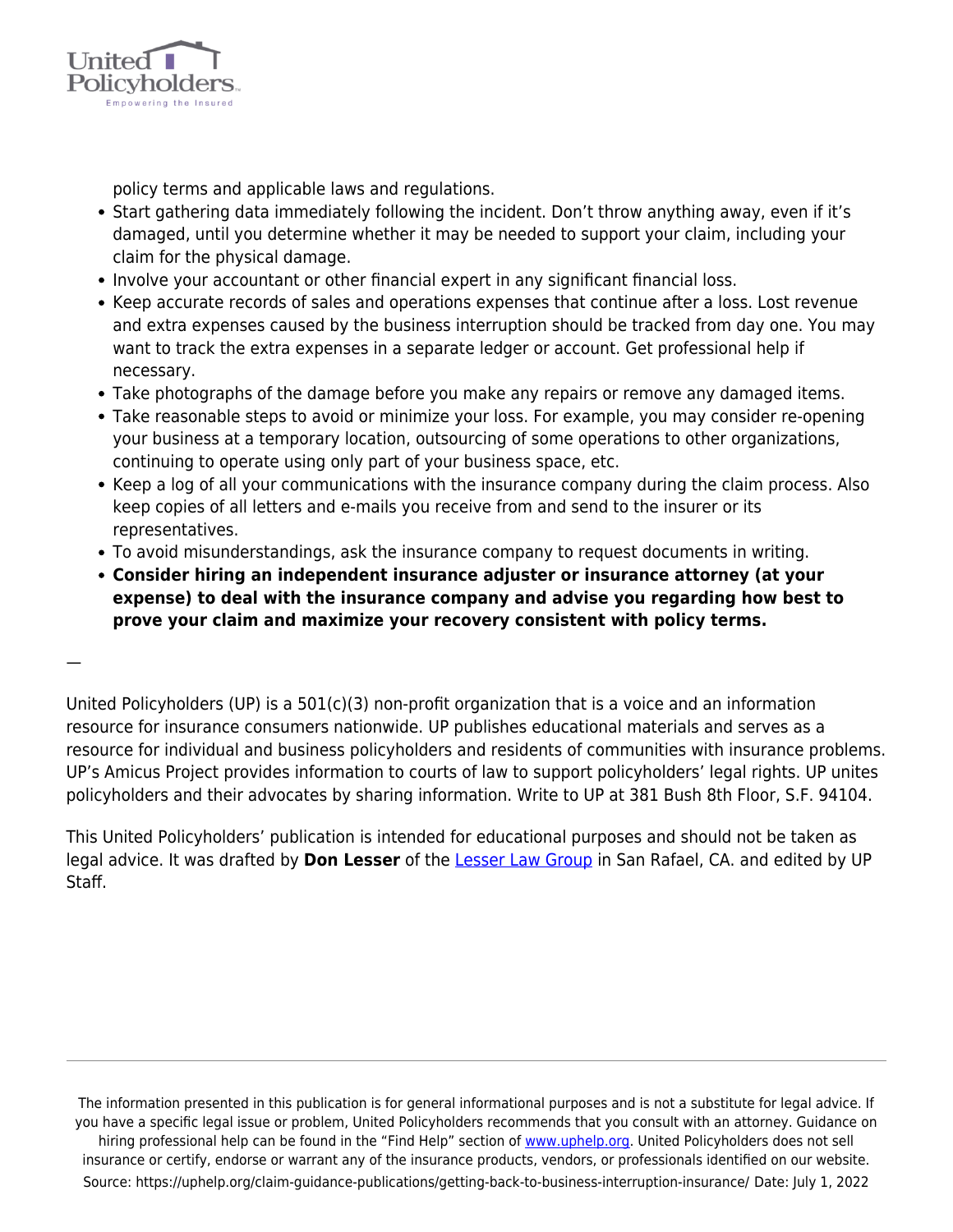policy terms and applicable laws and regulations.

- Start gathering data immediately following the incident. Don't throw anything away, even if it's damaged, until you determine whether it may be needed to support your claim, including your claim for the physical damage.
- Involve your accountant or other financial expert in any significant financial loss.
- Keep accurate records of sales and operations expenses that continue after a loss. Lost revenue and extra expenses caused by the business interruption should be tracked from day one. You may want to track the extra expenses in a separate ledger or account. Get professional help if necessary.
- Take photographs of the damage before you make any repairs or remove any damaged items.
- Take reasonable steps to avoid or minimize your loss. For example, you may consider re-opening your business at a temporary location, outsourcing of some operations to other organizations, continuing to operate using only part of your business space, etc.
- Keep a log of all your communications with the insurance company during the claim process. Also keep copies of all letters and e-mails you receive from and send to the insurer or its representatives.
- To avoid misunderstandings, ask the insurance company to request documents in writing.
- **Consider hiring an independent insurance adjuster or insurance attorney (at your expense) to deal with the insurance company and advise you regarding how best to prove your claim and maximize your recovery consistent with policy terms.**

—

United Policyholders (UP) is a 501(c)(3) non-profit organization that is a voice and an information resource for insurance consumers nationwide. UP publishes educational materials and serves as a resource for individual and business policyholders and residents of communities with insurance problems. UP's Amicus Project provides information to courts of law to support policyholders' legal rights. UP unites policyholders and their advocates by sharing information. Write to UP at 381 Bush 8th Floor, S.F. 94104.

This United Policyholders' publication is intended for educational purposes and should not be taken as legal advice. It was drafted by **Don Lesser** of the Lesser Law Group in San Rafael, CA. and edited by UP Staff.

The information presented in this publication is for general informational purposes and is not a substitute for legal advice. If you have a specific legal issue or problem, United Policyholders recommends that you consult with an attorney. Guidance on hiring professional help can be found in the "Find Help" section of www.uphelp.org. United Policyholders does not sell insurance or certify, endorse or warrant any of the insurance products, vendors, or professionals identified on our website.
Source: https://uphelp.org/claim-guidance-publications/getting-back-to-business-interruption-insurance/ Date: July 1, 2022